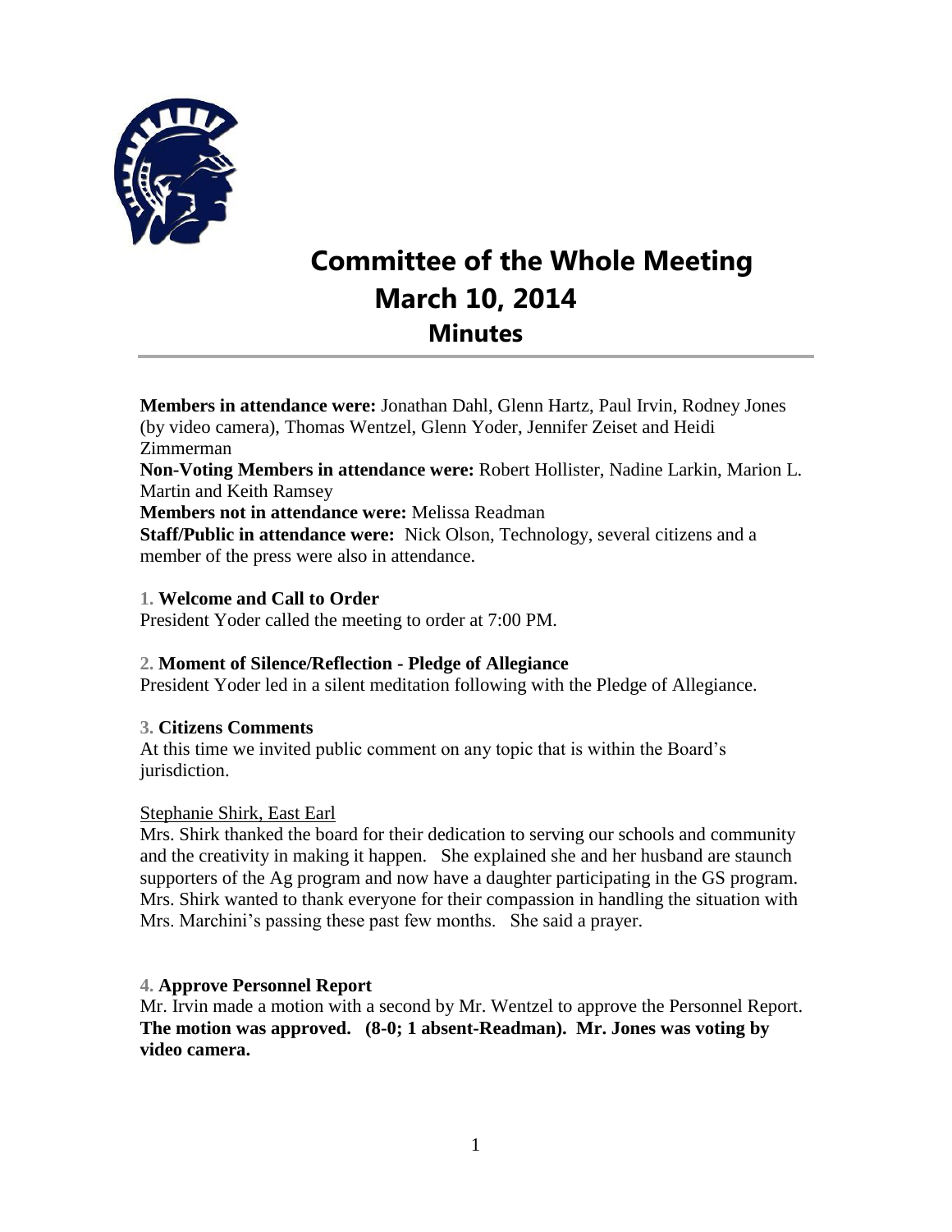# Committee of the Whole Meeting

## March 10, 2014

## Minutes

**Members in attendance were:** Jonathan Dahl, Glenn Hartz, Paul Irvin, Rodney Jones (by video camera), Thomas Wentzel, Glenn Yoder, Jennifer Zeiset and Heidi Zimmerman

**Non-Voting Members in attendance were:** Robert Hollister, Nadine Larkin, Marion L. Martin and Keith Ramsey

**Members not in attendance were:** Melissa Readman

**Staff/Public in attendance were:** Nick Olson, Technology, several citizens and a member of the press were also in attendance.

**1. Welcome and Call to Order**

President Yoder called the meeting to order at 7:00 PM.

**2. Moment of Silence/Reflection - Pledge of Allegiance**

President Yoder led in a silent meditation following with the Pledge of Allegiance.

**3. Citizens Comments**

At this time we invited public comment on any topic that is within the Board's jurisdiction.

Stephanie Shirk, East Earl

Mrs. Shirk thanked the board for their dedication to serving our schools and community and the creativity in making it happen. She explained she and her husband are staunch supporters of the Ag program and now have a daughter participating in the GS program. Mrs. Shirk wanted to thank everyone for their compassion in handling the situation with Mrs. Marchini's passing these past few months. She said a prayer.

**4. Approve Personnel Report**

Mr. Irvin made a motion with a second by Mr. Wentzel to approve the Personnel Report. **The motion was approved. (8-0; 1 absent-Readman). Mr. Jones was voting by video camera.**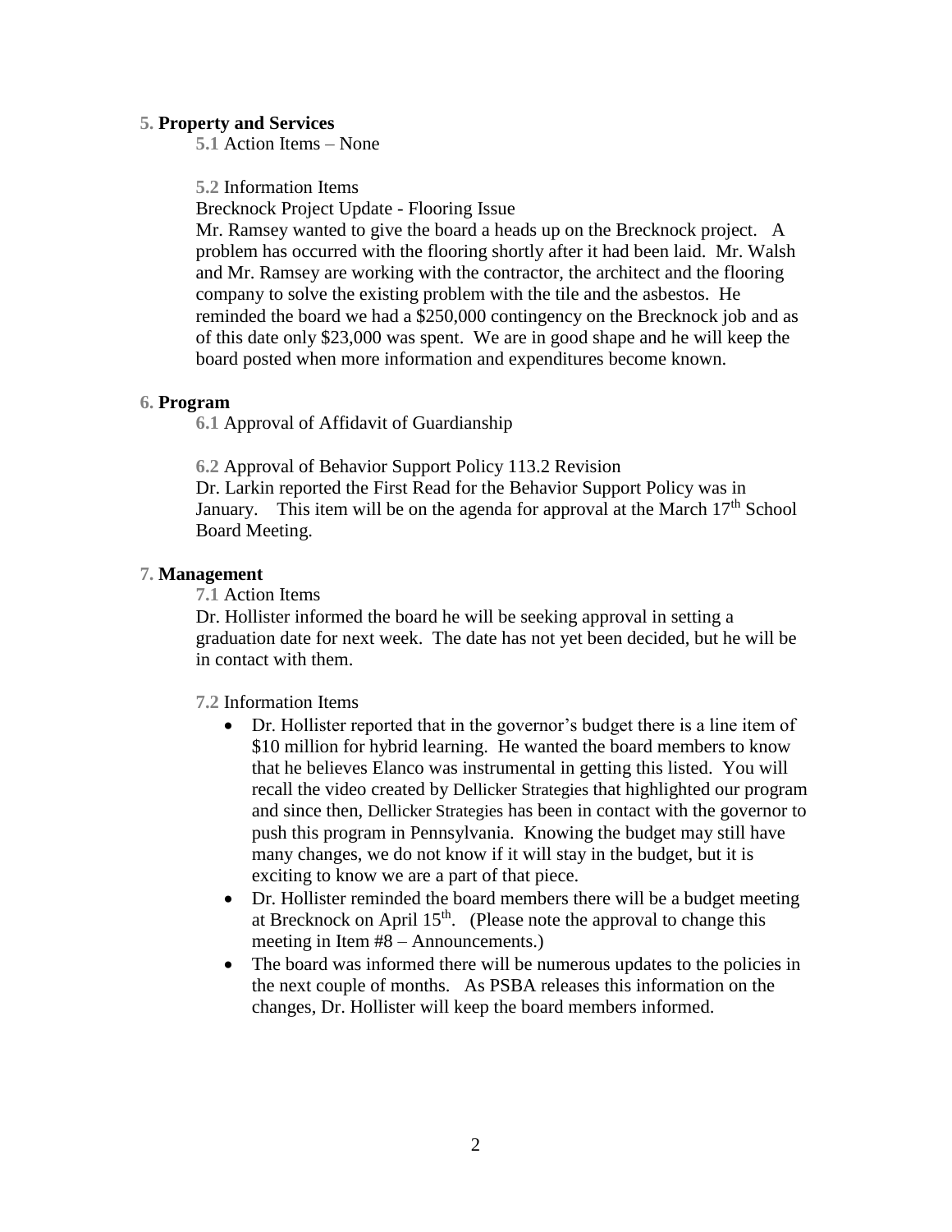**5. Property and Services**

**5.1** Action Items – None

**5.2** Information Items

Brecknock Project Update - Flooring Issue

Mr. Ramsey wanted to give the board a heads up on the Brecknock project. A problem has occurred with the flooring shortly after it had been laid. Mr. Walsh and Mr. Ramsey are working with the contractor, the architect and the flooring company to solve the existing problem with the tile and the asbestos. He reminded the board we had a $250,000 contingency on the Brecknock job and as of this date only $23,000 was spent. We are in good shape and he will keep the board posted when more information and expenditures become known.

**6. Program**

**6.1** Approval of Affidavit of Guardianship

**6.2** Approval of Behavior Support Policy 113.2 Revision

Dr. Larkin reported the First Read for the Behavior Support Policy was in January. This item will be on the agenda for approval at the March 17th School Board Meeting.

**7. Management**

**7.1** Action Items

Dr. Hollister informed the board he will be seeking approval in setting a graduation date for next week. The date has not yet been decided, but he will be in contact with them.

**7.2** Information Items

- Dr. Hollister reported that in the governor's budget there is a line item of $10 million for hybrid learning. He wanted the board members to know that he believes Elanco was instrumental in getting this listed. You will recall the video created by Dellicker Strategies that highlighted our program and since then, Dellicker Strategies has been in contact with the governor to push this program in Pennsylvania. Knowing the budget may still have many changes, we do not know if it will stay in the budget, but it is exciting to know we are a part of that piece.
- Dr. Hollister reminded the board members there will be a budget meeting at Brecknock on April 15th. (Please note the approval to change this meeting in Item #8 – Announcements.)
- The board was informed there will be numerous updates to the policies in the next couple of months. As PSBA releases this information on the changes, Dr. Hollister will keep the board members informed.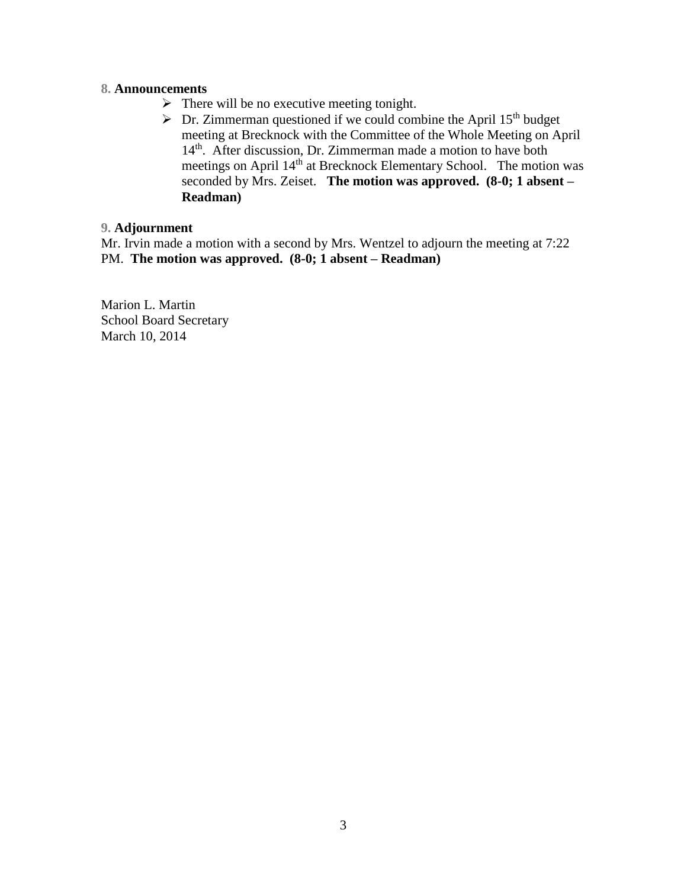**8. Announcements**

- There will be no executive meeting tonight.
- Dr. Zimmerman questioned if we could combine the April 15th budget meeting at Brecknock with the Committee of the Whole Meeting on April 14th. After discussion, Dr. Zimmerman made a motion to have both meetings on April 14th at Brecknock Elementary School. The motion was seconded by Mrs. Zeiset. **The motion was approved. (8-0; 1 absent – Readman)**

**9. Adjournment**

Mr. Irvin made a motion with a second by Mrs. Wentzel to adjourn the meeting at 7:22 PM. **The motion was approved. (8-0; 1 absent – Readman)**

Marion L. Martin
School Board Secretary
March 10, 2014